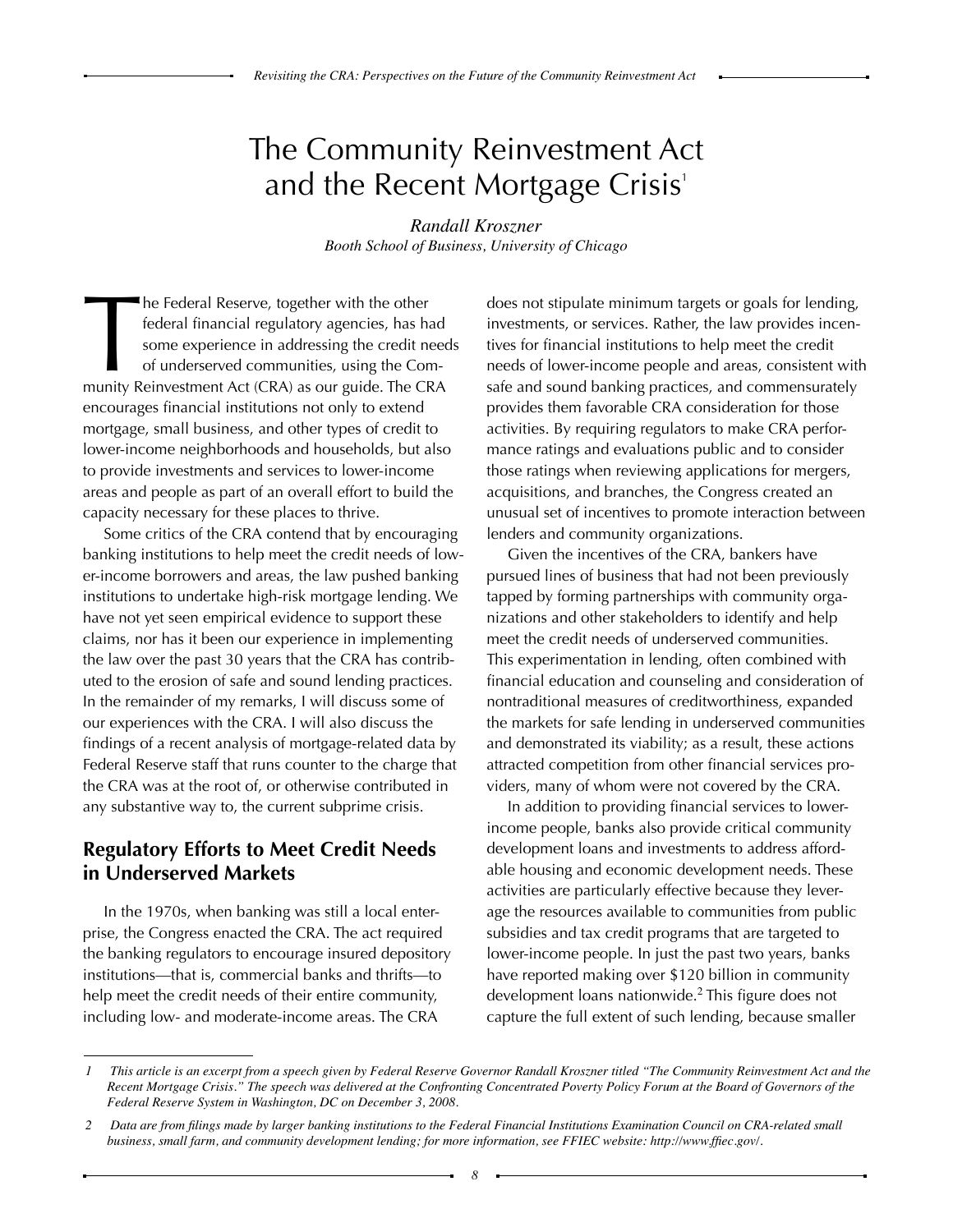# The Community Reinvestment Act and the Recent Mortgage Crisis[1]

*Randall Kroszner*
*Booth School of Business, University of Chicago*

The Federal Reserve, together with the other federal financial regulatory agencies, has had some experience in addressing the credit needs of underserved communities, using the Community Reinvestment Act (CRA) as our guide. The CRA encourages financial institutions not only to extend mortgage, small business, and other types of credit to lower-income neighborhoods and households, but also to provide investments and services to lower-income areas and people as part of an overall effort to build the capacity necessary for these places to thrive.

Some critics of the CRA contend that by encouraging banking institutions to help meet the credit needs of lower-income borrowers and areas, the law pushed banking institutions to undertake high-risk mortgage lending. We have not yet seen empirical evidence to support these claims, nor has it been our experience in implementing the law over the past 30 years that the CRA has contributed to the erosion of safe and sound lending practices. In the remainder of my remarks, I will discuss some of our experiences with the CRA. I will also discuss the findings of a recent analysis of mortgage-related data by Federal Reserve staff that runs counter to the charge that the CRA was at the root of, or otherwise contributed in any substantive way to, the current subprime crisis.

## Regulatory Efforts to Meet Credit Needs in Underserved Markets

In the 1970s, when banking was still a local enterprise, the Congress enacted the CRA. The act required the banking regulators to encourage insured depository institutions—that is, commercial banks and thrifts—to help meet the credit needs of their entire community, including low- and moderate-income areas. The CRA does not stipulate minimum targets or goals for lending, investments, or services. Rather, the law provides incentives for financial institutions to help meet the credit needs of lower-income people and areas, consistent with safe and sound banking practices, and commensurately provides them favorable CRA consideration for those activities. By requiring regulators to make CRA performance ratings and evaluations public and to consider those ratings when reviewing applications for mergers, acquisitions, and branches, the Congress created an unusual set of incentives to promote interaction between lenders and community organizations.

Given the incentives of the CRA, bankers have pursued lines of business that had not been previously tapped by forming partnerships with community organizations and other stakeholders to identify and help meet the credit needs of underserved communities. This experimentation in lending, often combined with financial education and counseling and consideration of nontraditional measures of creditworthiness, expanded the markets for safe lending in underserved communities and demonstrated its viability; as a result, these actions attracted competition from other financial services providers, many of whom were not covered by the CRA.

In addition to providing financial services to lower-income people, banks also provide critical community development loans and investments to address affordable housing and economic development needs. These activities are particularly effective because they leverage the resources available to communities from public subsidies and tax credit programs that are targeted to lower-income people. In just the past two years, banks have reported making over $120 billion in community development loans nationwide.[2] This figure does not capture the full extent of such lending, because smaller

---

[1] *This article is an excerpt from a speech given by Federal Reserve Governor Randall Kroszner titled "The Community Reinvestment Act and the Recent Mortgage Crisis." The speech was delivered at the Confronting Concentrated Poverty Policy Forum at the Board of Governors of the Federal Reserve System in Washington, DC on December 3, 2008.*

[2] *Data are from filings made by larger banking institutions to the Federal Financial Institutions Examination Council on CRA-related small business, small farm, and community development lending; for more information, see FFIEC website: http://www.ffiec.gov/.*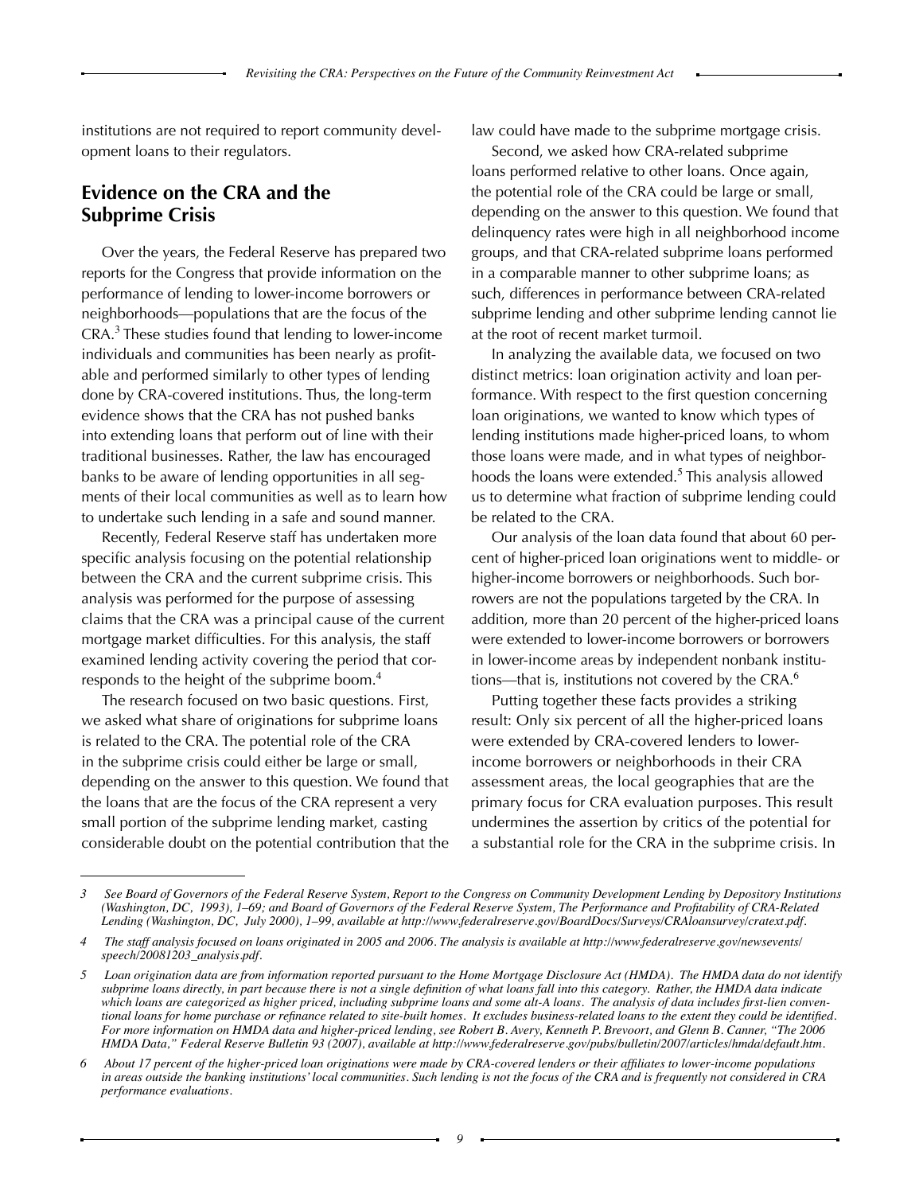institutions are not required to report community development loans to their regulators.

## Evidence on the CRA and the Subprime Crisis

Over the years, the Federal Reserve has prepared two reports for the Congress that provide information on the performance of lending to lower-income borrowers or neighborhoods—populations that are the focus of the CRA.[3] These studies found that lending to lower-income individuals and communities has been nearly as profitable and performed similarly to other types of lending done by CRA-covered institutions. Thus, the long-term evidence shows that the CRA has not pushed banks into extending loans that perform out of line with their traditional businesses. Rather, the law has encouraged banks to be aware of lending opportunities in all segments of their local communities as well as to learn how to undertake such lending in a safe and sound manner.

Recently, Federal Reserve staff has undertaken more specific analysis focusing on the potential relationship between the CRA and the current subprime crisis. This analysis was performed for the purpose of assessing claims that the CRA was a principal cause of the current mortgage market difficulties. For this analysis, the staff examined lending activity covering the period that corresponds to the height of the subprime boom.[4]

The research focused on two basic questions. First, we asked what share of originations for subprime loans is related to the CRA. The potential role of the CRA in the subprime crisis could either be large or small, depending on the answer to this question. We found that the loans that are the focus of the CRA represent a very small portion of the subprime lending market, casting considerable doubt on the potential contribution that the law could have made to the subprime mortgage crisis.

Second, we asked how CRA-related subprime loans performed relative to other loans. Once again, the potential role of the CRA could be large or small, depending on the answer to this question. We found that delinquency rates were high in all neighborhood income groups, and that CRA-related subprime loans performed in a comparable manner to other subprime loans; as such, differences in performance between CRA-related subprime lending and other subprime lending cannot lie at the root of recent market turmoil.

In analyzing the available data, we focused on two distinct metrics: loan origination activity and loan performance. With respect to the first question concerning loan originations, we wanted to know which types of lending institutions made higher-priced loans, to whom those loans were made, and in what types of neighborhoods the loans were extended.[5] This analysis allowed us to determine what fraction of subprime lending could be related to the CRA.

Our analysis of the loan data found that about 60 percent of higher-priced loan originations went to middle- or higher-income borrowers or neighborhoods. Such borrowers are not the populations targeted by the CRA. In addition, more than 20 percent of the higher-priced loans were extended to lower-income borrowers or borrowers in lower-income areas by independent nonbank institutions—that is, institutions not covered by the CRA.[6]

Putting together these facts provides a striking result: Only six percent of all the higher-priced loans were extended by CRA-covered lenders to lower-income borrowers or neighborhoods in their CRA assessment areas, the local geographies that are the primary focus for CRA evaluation purposes. This result undermines the assertion by critics of the potential for a substantial role for the CRA in the subprime crisis. In

---

*3 See Board of Governors of the Federal Reserve System, Report to the Congress on Community Development Lending by Depository Institutions (Washington, DC, 1993), 1–69; and Board of Governors of the Federal Reserve System, The Performance and Profitability of CRA-Related Lending (Washington, DC, July 2000), 1–99, available at http://www.federalreserve.gov/BoardDocs/Surveys/CRAloansurvey/cratext.pdf.*

*4 The staff analysis focused on loans originated in 2005 and 2006. The analysis is available at http://www.federalreserve.gov/newsevents/speech/20081203_analysis.pdf.*

*5 Loan origination data are from information reported pursuant to the Home Mortgage Disclosure Act (HMDA). The HMDA data do not identify subprime loans directly, in part because there is not a single definition of what loans fall into this category. Rather, the HMDA data indicate which loans are categorized as higher priced, including subprime loans and some alt-A loans. The analysis of data includes first-lien conventional loans for home purchase or refinance related to site-built homes. It excludes business-related loans to the extent they could be identified. For more information on HMDA data and higher-priced lending, see Robert B. Avery, Kenneth P. Brevoort, and Glenn B. Canner, "The 2006 HMDA Data," Federal Reserve Bulletin 93 (2007), available at http://www.federalreserve.gov/pubs/bulletin/2007/articles/hmda/default.htm.*

*6 About 17 percent of the higher-priced loan originations were made by CRA-covered lenders or their affiliates to lower-income populations in areas outside the banking institutions' local communities. Such lending is not the focus of the CRA and is frequently not considered in CRA performance evaluations.*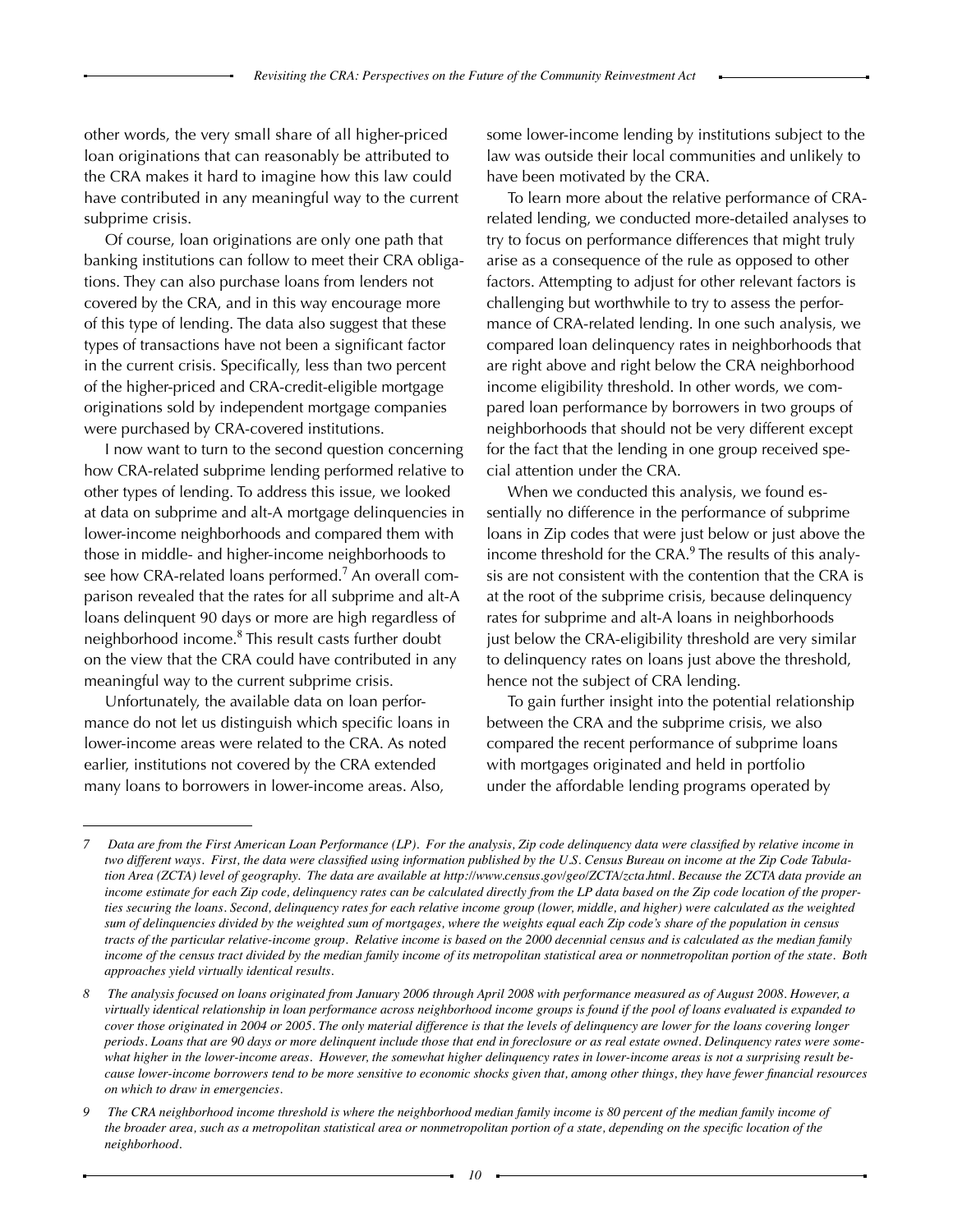other words, the very small share of all higher-priced loan originations that can reasonably be attributed to the CRA makes it hard to imagine how this law could have contributed in any meaningful way to the current subprime crisis.

Of course, loan originations are only one path that banking institutions can follow to meet their CRA obligations. They can also purchase loans from lenders not covered by the CRA, and in this way encourage more of this type of lending. The data also suggest that these types of transactions have not been a significant factor in the current crisis. Specifically, less than two percent of the higher-priced and CRA-credit-eligible mortgage originations sold by independent mortgage companies were purchased by CRA-covered institutions.

I now want to turn to the second question concerning how CRA-related subprime lending performed relative to other types of lending. To address this issue, we looked at data on subprime and alt-A mortgage delinquencies in lower-income neighborhoods and compared them with those in middle- and higher-income neighborhoods to see how CRA-related loans performed.[7] An overall comparison revealed that the rates for all subprime and alt-A loans delinquent 90 days or more are high regardless of neighborhood income.[8] This result casts further doubt on the view that the CRA could have contributed in any meaningful way to the current subprime crisis.

Unfortunately, the available data on loan performance do not let us distinguish which specific loans in lower-income areas were related to the CRA. As noted earlier, institutions not covered by the CRA extended many loans to borrowers in lower-income areas. Also, some lower-income lending by institutions subject to the law was outside their local communities and unlikely to have been motivated by the CRA.

To learn more about the relative performance of CRA-related lending, we conducted more-detailed analyses to try to focus on performance differences that might truly arise as a consequence of the rule as opposed to other factors. Attempting to adjust for other relevant factors is challenging but worthwhile to try to assess the performance of CRA-related lending. In one such analysis, we compared loan delinquency rates in neighborhoods that are right above and right below the CRA neighborhood income eligibility threshold. In other words, we compared loan performance by borrowers in two groups of neighborhoods that should not be very different except for the fact that the lending in one group received special attention under the CRA.

When we conducted this analysis, we found essentially no difference in the performance of subprime loans in Zip codes that were just below or just above the income threshold for the CRA.[9] The results of this analysis are not consistent with the contention that the CRA is at the root of the subprime crisis, because delinquency rates for subprime and alt-A loans in neighborhoods just below the CRA-eligibility threshold are very similar to delinquency rates on loans just above the threshold, hence not the subject of CRA lending.

To gain further insight into the potential relationship between the CRA and the subprime crisis, we also compared the recent performance of subprime loans with mortgages originated and held in portfolio under the affordable lending programs operated by

---

*7 Data are from the First American Loan Performance (LP). For the analysis, Zip code delinquency data were classified by relative income in two different ways. First, the data were classified using information published by the U.S. Census Bureau on income at the Zip Code Tabulation Area (ZCTA) level of geography. The data are available at http://www.census.gov/geo/ZCTA/zcta.html. Because the ZCTA data provide an income estimate for each Zip code, delinquency rates can be calculated directly from the LP data based on the Zip code location of the properties securing the loans. Second, delinquency rates for each relative income group (lower, middle, and higher) were calculated as the weighted sum of delinquencies divided by the weighted sum of mortgages, where the weights equal each Zip code's share of the population in census tracts of the particular relative-income group. Relative income is based on the 2000 decennial census and is calculated as the median family income of the census tract divided by the median family income of its metropolitan statistical area or nonmetropolitan portion of the state. Both approaches yield virtually identical results.*

*8 The analysis focused on loans originated from January 2006 through April 2008 with performance measured as of August 2008. However, a virtually identical relationship in loan performance across neighborhood income groups is found if the pool of loans evaluated is expanded to cover those originated in 2004 or 2005. The only material difference is that the levels of delinquency are lower for the loans covering longer periods. Loans that are 90 days or more delinquent include those that end in foreclosure or as real estate owned. Delinquency rates were somewhat higher in the lower-income areas. However, the somewhat higher delinquency rates in lower-income areas is not a surprising result because lower-income borrowers tend to be more sensitive to economic shocks given that, among other things, they have fewer financial resources on which to draw in emergencies.*

*9 The CRA neighborhood income threshold is where the neighborhood median family income is 80 percent of the median family income of the broader area, such as a metropolitan statistical area or nonmetropolitan portion of a state, depending on the specific location of the neighborhood.*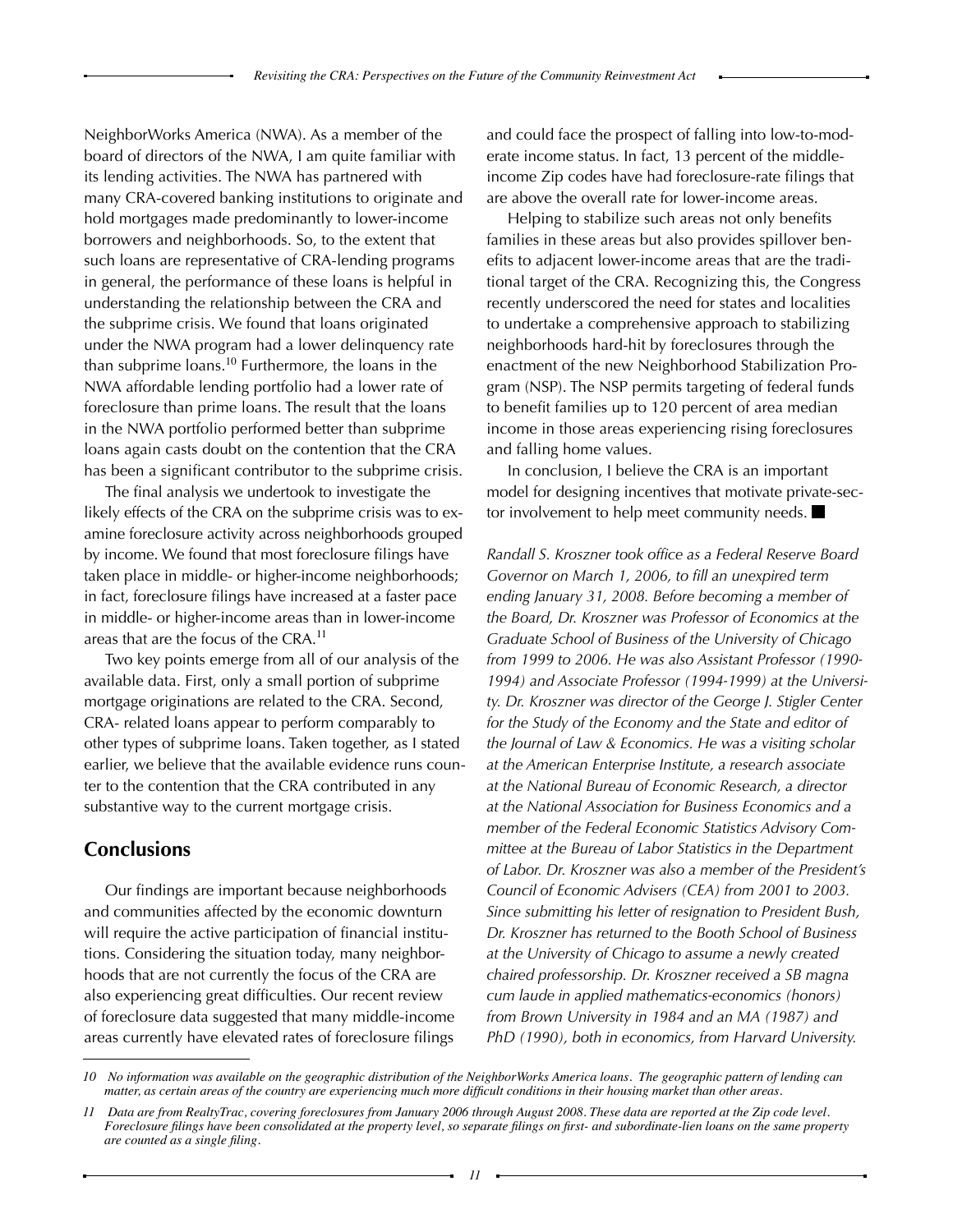NeighborWorks America (NWA). As a member of the board of directors of the NWA, I am quite familiar with its lending activities. The NWA has partnered with many CRA-covered banking institutions to originate and hold mortgages made predominantly to lower-income borrowers and neighborhoods. So, to the extent that such loans are representative of CRA-lending programs in general, the performance of these loans is helpful in understanding the relationship between the CRA and the subprime crisis. We found that loans originated under the NWA program had a lower delinquency rate than subprime loans.[10] Furthermore, the loans in the NWA affordable lending portfolio had a lower rate of foreclosure than prime loans. The result that the loans in the NWA portfolio performed better than subprime loans again casts doubt on the contention that the CRA has been a significant contributor to the subprime crisis.

The final analysis we undertook to investigate the likely effects of the CRA on the subprime crisis was to examine foreclosure activity across neighborhoods grouped by income. We found that most foreclosure filings have taken place in middle- or higher-income neighborhoods; in fact, foreclosure filings have increased at a faster pace in middle- or higher-income areas than in lower-income areas that are the focus of the CRA.[11]

Two key points emerge from all of our analysis of the available data. First, only a small portion of subprime mortgage originations are related to the CRA. Second, CRA- related loans appear to perform comparably to other types of subprime loans. Taken together, as I stated earlier, we believe that the available evidence runs counter to the contention that the CRA contributed in any substantive way to the current mortgage crisis.

## Conclusions

Our findings are important because neighborhoods and communities affected by the economic downturn will require the active participation of financial institutions. Considering the situation today, many neighborhoods that are not currently the focus of the CRA are also experiencing great difficulties. Our recent review of foreclosure data suggested that many middle-income areas currently have elevated rates of foreclosure filings and could face the prospect of falling into low-to-moderate income status. In fact, 13 percent of the middle-income Zip codes have had foreclosure-rate filings that are above the overall rate for lower-income areas.

Helping to stabilize such areas not only benefits families in these areas but also provides spillover benefits to adjacent lower-income areas that are the traditional target of the CRA. Recognizing this, the Congress recently underscored the need for states and localities to undertake a comprehensive approach to stabilizing neighborhoods hard-hit by foreclosures through the enactment of the new Neighborhood Stabilization Program (NSP). The NSP permits targeting of federal funds to benefit families up to 120 percent of area median income in those areas experiencing rising foreclosures and falling home values.

In conclusion, I believe the CRA is an important model for designing incentives that motivate private-sector involvement to help meet community needs. ■

*Randall S. Kroszner took office as a Federal Reserve Board Governor on March 1, 2006, to fill an unexpired term ending January 31, 2008. Before becoming a member of the Board, Dr. Kroszner was Professor of Economics at the Graduate School of Business of the University of Chicago from 1999 to 2006. He was also Assistant Professor (1990-1994) and Associate Professor (1994-1999) at the University. Dr. Kroszner was director of the George J. Stigler Center for the Study of the Economy and the State and editor of the Journal of Law & Economics. He was a visiting scholar at the American Enterprise Institute, a research associate at the National Bureau of Economic Research, a director at the National Association for Business Economics and a member of the Federal Economic Statistics Advisory Committee at the Bureau of Labor Statistics in the Department of Labor. Dr. Kroszner was also a member of the President's Council of Economic Advisers (CEA) from 2001 to 2003. Since submitting his letter of resignation to President Bush, Dr. Kroszner has returned to the Booth School of Business at the University of Chicago to assume a newly created chaired professorship. Dr. Kroszner received a SB magna cum laude in applied mathematics-economics (honors) from Brown University in 1984 and an MA (1987) and PhD (1990), both in economics, from Harvard University.*

---

*10 No information was available on the geographic distribution of the NeighborWorks America loans. The geographic pattern of lending can matter, as certain areas of the country are experiencing much more difficult conditions in their housing market than other areas.*

*11 Data are from RealtyTrac, covering foreclosures from January 2006 through August 2008. These data are reported at the Zip code level. Foreclosure filings have been consolidated at the property level, so separate filings on first- and subordinate-lien loans on the same property are counted as a single filing.*